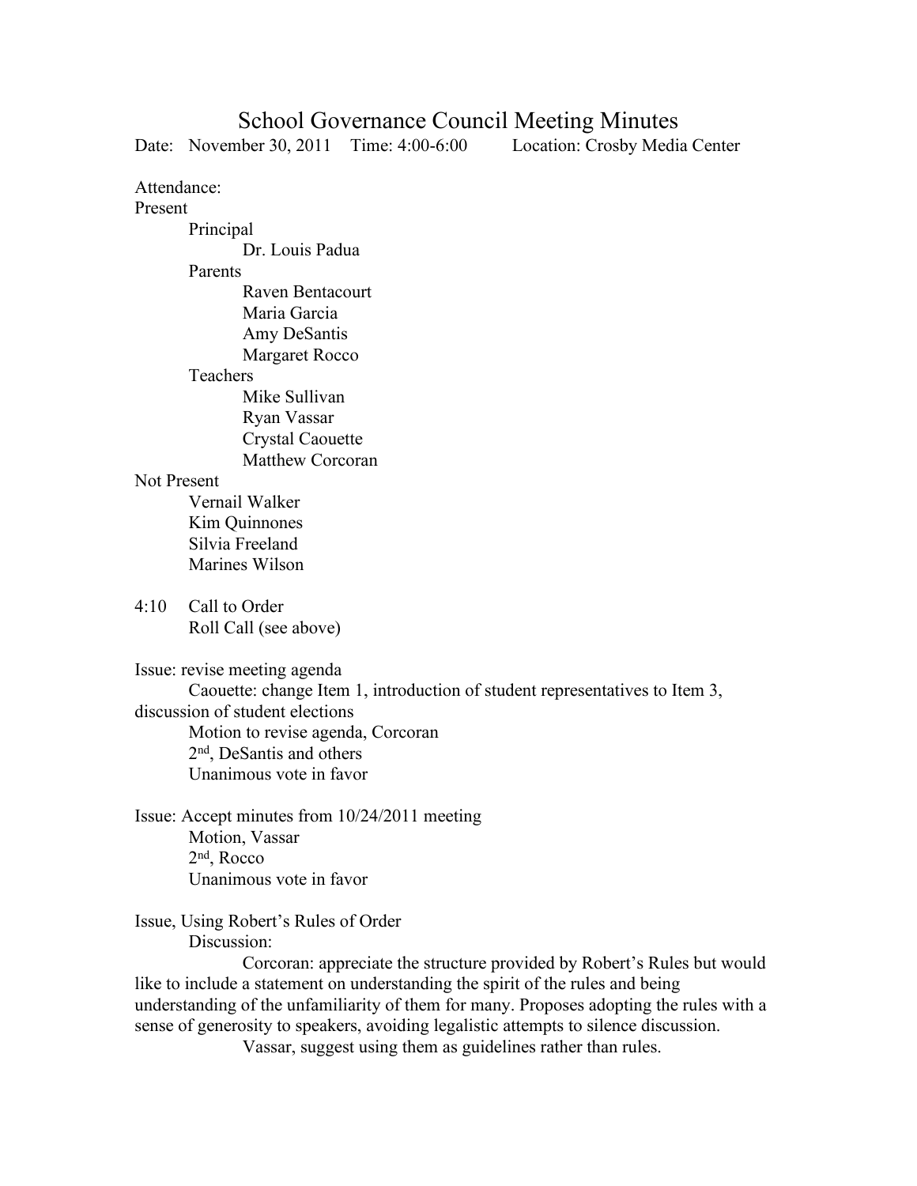# School Governance Council Meeting Minutes

Date: November 30, 2011 Time: 4:00-6:00 Location: Crosby Media Center

Attendance:

Present

- Principal
  - Dr. Louis Padua
- Parents
  - Raven Bentacourt
  - Maria Garcia
  - Amy DeSantis
  - Margaret Rocco
- Teachers
  - Mike Sullivan
  - Ryan Vassar
  - Crystal Caouette
  - Matthew Corcoran

Not Present

- Vernail Walker
- Kim Quinnones
- Silvia Freeland
- Marines Wilson

4:10 Call to Order

Roll Call (see above)

Issue: revise meeting agenda

Caouette: change Item 1, introduction of student representatives to Item 3, discussion of student elections

Motion to revise agenda, Corcoran

2nd, DeSantis and others

Unanimous vote in favor

Issue: Accept minutes from 10/24/2011 meeting

Motion, Vassar

2nd, Rocco

Unanimous vote in favor

Issue, Using Robert's Rules of Order

Discussion:

Corcoran: appreciate the structure provided by Robert's Rules but would like to include a statement on understanding the spirit of the rules and being understanding of the unfamiliarity of them for many. Proposes adopting the rules with a sense of generosity to speakers, avoiding legalistic attempts to silence discussion.

Vassar, suggest using them as guidelines rather than rules.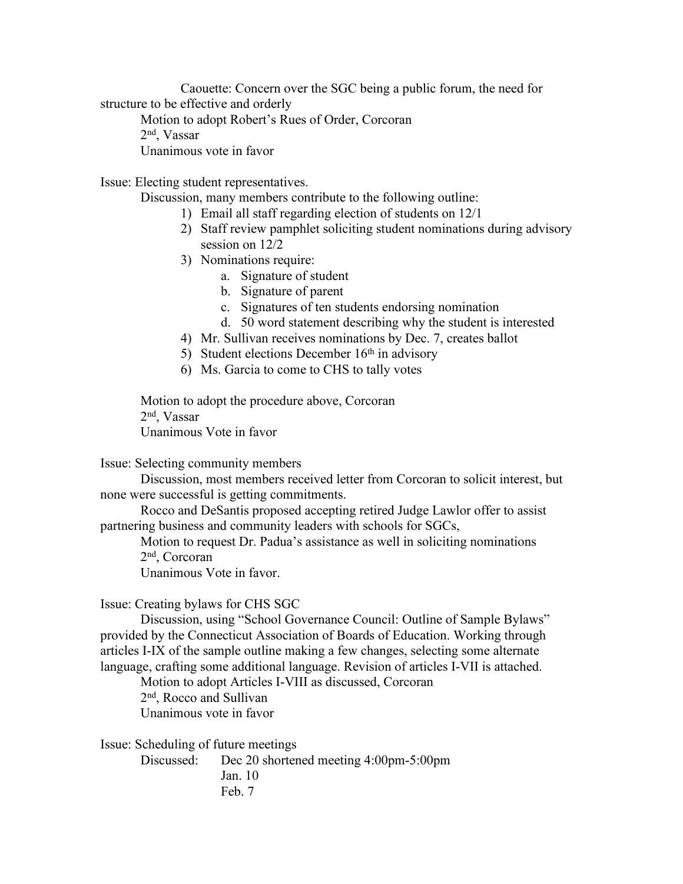Caouette: Concern over the SGC being a public forum, the need for structure to be effective and orderly

Motion to adopt Robert's Rues of Order, Corcoran
2nd, Vassar
Unanimous vote in favor

Issue: Electing student representatives.

Discussion, many members contribute to the following outline:

1) Email all staff regarding election of students on 12/1
2) Staff review pamphlet soliciting student nominations during advisory session on 12/2
3) Nominations require:
   a. Signature of student
   b. Signature of parent
   c. Signatures of ten students endorsing nomination
   d. 50 word statement describing why the student is interested
4) Mr. Sullivan receives nominations by Dec. 7, creates ballot
5) Student elections December 16th in advisory
6) Ms. Garcia to come to CHS to tally votes

Motion to adopt the procedure above, Corcoran
2nd, Vassar
Unanimous Vote in favor

Issue: Selecting community members

Discussion, most members received letter from Corcoran to solicit interest, but none were successful is getting commitments.

Rocco and DeSantis proposed accepting retired Judge Lawlor offer to assist partnering business and community leaders with schools for SGCs,

Motion to request Dr. Padua's assistance as well in soliciting nominations
2nd, Corcoran
Unanimous Vote in favor.

Issue: Creating bylaws for CHS SGC

Discussion, using "School Governance Council: Outline of Sample Bylaws" provided by the Connecticut Association of Boards of Education. Working through articles I-IX of the sample outline making a few changes, selecting some alternate language, crafting some additional language. Revision of articles I-VII is attached.

Motion to adopt Articles I-VIII as discussed, Corcoran
2nd, Rocco and Sullivan
Unanimous vote in favor

Issue: Scheduling of future meetings

Discussed: Dec 20 shortened meeting 4:00pm-5:00pm
Jan. 10
Feb. 7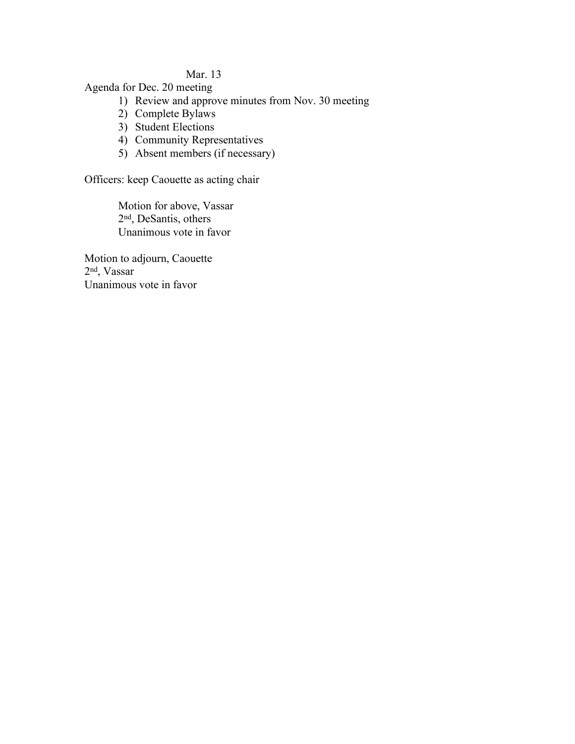Mar. 13

Agenda for Dec. 20 meeting

1) Review and approve minutes from Nov. 30 meeting
2) Complete Bylaws
3) Student Elections
4) Community Representatives
5) Absent members (if necessary)

Officers: keep Caouette as acting chair

> Motion for above, Vassar
> 2nd, DeSantis, others
> Unanimous vote in favor

Motion to adjourn, Caouette
2nd, Vassar
Unanimous vote in favor